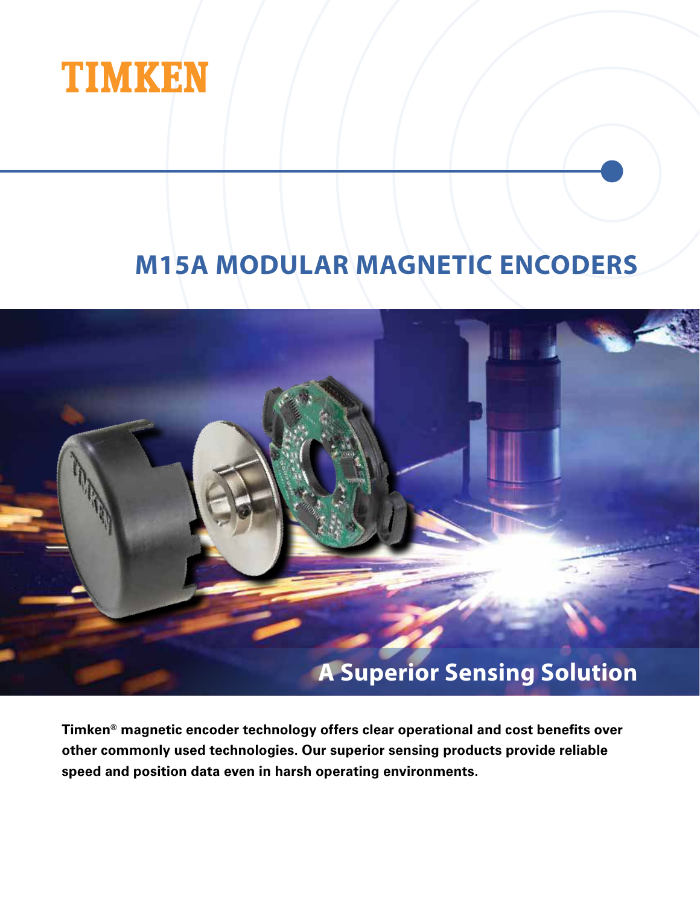TIMKEN

# M15A MODULAR MAGNETIC ENCODERS

## A Superior Sensing Solution

**Timken® magnetic encoder technology offers clear operational and cost benefits over other commonly used technologies. Our superior sensing products provide reliable speed and position data even in harsh operating environments.**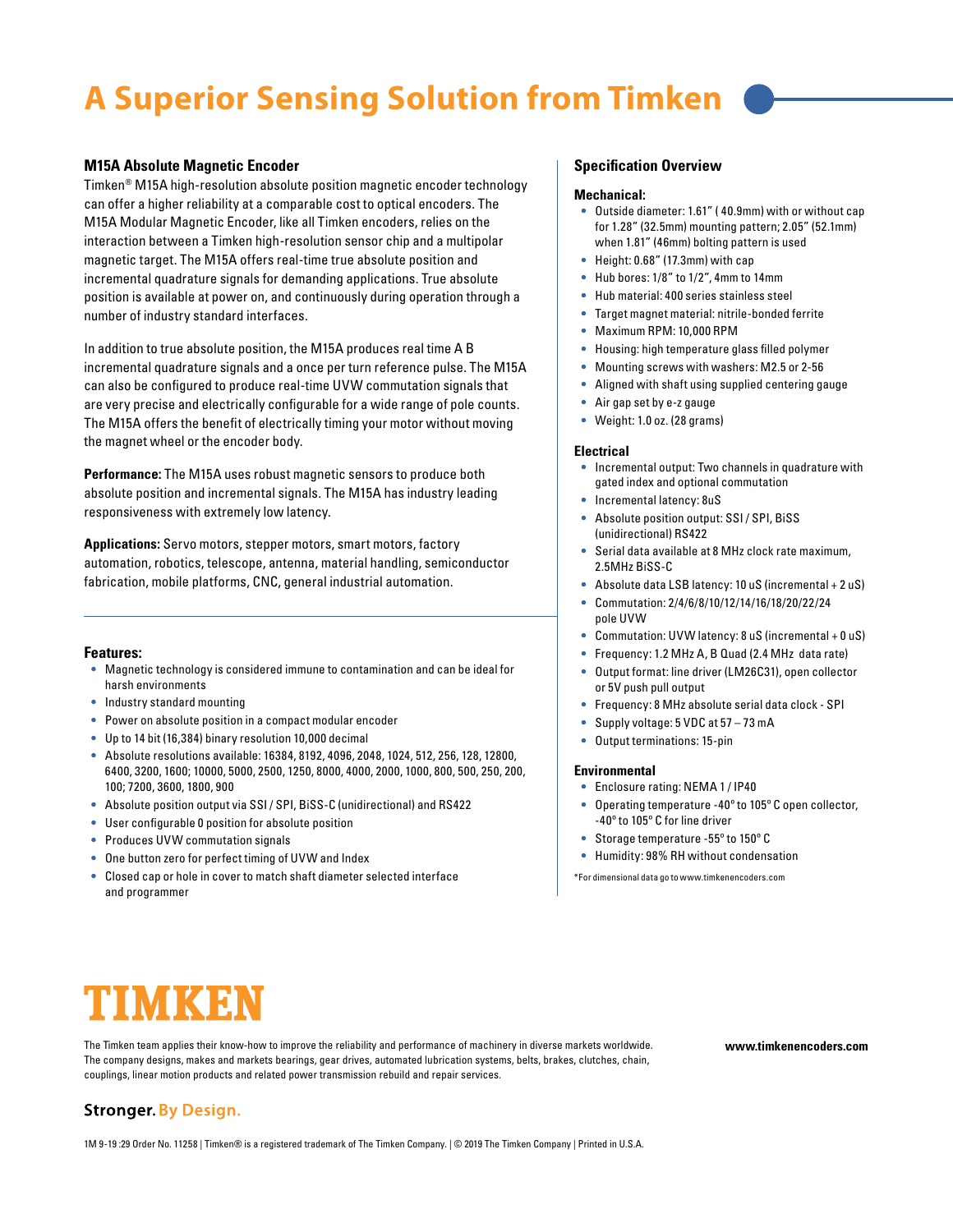# A Superior Sensing Solution from Timken

### M15A Absolute Magnetic Encoder

Timken® M15A high-resolution absolute position magnetic encoder technology can offer a higher reliability at a comparable cost to optical encoders. The M15A Modular Magnetic Encoder, like all Timken encoders, relies on the interaction between a Timken high-resolution sensor chip and a multipolar magnetic target. The M15A offers real-time true absolute position and incremental quadrature signals for demanding applications. True absolute position is available at power on, and continuously during operation through a number of industry standard interfaces.

In addition to true absolute position, the M15A produces real time A B incremental quadrature signals and a once per turn reference pulse. The M15A can also be configured to produce real-time UVW commutation signals that are very precise and electrically configurable for a wide range of pole counts. The M15A offers the benefit of electrically timing your motor without moving the magnet wheel or the encoder body.

**Performance:** The M15A uses robust magnetic sensors to produce both absolute position and incremental signals. The M15A has industry leading responsiveness with extremely low latency.

**Applications:** Servo motors, stepper motors, smart motors, factory automation, robotics, telescope, antenna, material handling, semiconductor fabrication, mobile platforms, CNC, general industrial automation.

### Features:

- Magnetic technology is considered immune to contamination and can be ideal for harsh environments
- Industry standard mounting
- Power on absolute position in a compact modular encoder
- Up to 14 bit (16,384) binary resolution 10,000 decimal
- Absolute resolutions available: 16384, 8192, 4096, 2048, 1024, 512, 256, 128, 12800, 6400, 3200, 1600; 10000, 5000, 2500, 1250, 8000, 4000, 2000, 1000, 800, 500, 250, 200, 100; 7200, 3600, 1800, 900
- Absolute position output via SSI / SPI, BiSS-C (unidirectional) and RS422
- User configurable 0 position for absolute position
- Produces UVW commutation signals
- One button zero for perfect timing of UVW and Index
- Closed cap or hole in cover to match shaft diameter selected interface and programmer

### Specification Overview

#### Mechanical:

- Outside diameter: 1.61" ( 40.9mm) with or without cap for 1.28" (32.5mm) mounting pattern; 2.05" (52.1mm) when 1.81" (46mm) bolting pattern is used
- Height: 0.68" (17.3mm) with cap
- Hub bores: 1/8" to 1/2", 4mm to 14mm
- Hub material: 400 series stainless steel
- Target magnet material: nitrile-bonded ferrite
- Maximum RPM: 10,000 RPM
- Housing: high temperature glass filled polymer
- Mounting screws with washers: M2.5 or 2-56
- Aligned with shaft using supplied centering gauge
- Air gap set by e-z gauge
- Weight: 1.0 oz. (28 grams)

#### Electrical

- Incremental output: Two channels in quadrature with gated index and optional commutation
- Incremental latency: 8uS
- Absolute position output: SSI / SPI, BiSS (unidirectional) RS422
- Serial data available at 8 MHz clock rate maximum, 2.5MHz BiSS-C
- Absolute data LSB latency: 10 uS (incremental + 2 uS)
- Commutation: 2/4/6/8/10/12/14/16/18/20/22/24 pole UVW
- Commutation: UVW latency: 8 uS (incremental + 0 uS)
- Frequency: 1.2 MHz A, B Quad (2.4 MHz data rate)
- Output format: line driver (LM26C31), open collector or 5V push pull output
- Frequency: 8 MHz absolute serial data clock - SPI
- Supply voltage: 5 VDC at 57 – 73 mA
- Output terminations: 15-pin

#### Environmental

- Enclosure rating: NEMA 1 / IP40
- Operating temperature -40° to 105° C open collector, -40° to 105° C for line driver
- Storage temperature -55° to 150° C
- Humidity: 98% RH without condensation

*For dimensional data go to www.timkenencoders.com

**TIMKEN**

The Timken team applies their know-how to improve the reliability and performance of machinery in diverse markets worldwide. The company designs, makes and markets bearings, gear drives, automated lubrication systems, belts, brakes, clutches, chain, couplings, linear motion products and related power transmission rebuild and repair services.

**www.timkenencoders.com**

Stronger. By Design.

1M 9-19 :29 Order No. 11258 | Timken® is a registered trademark of The Timken Company. | © 2019 The Timken Company | Printed in U.S.A.